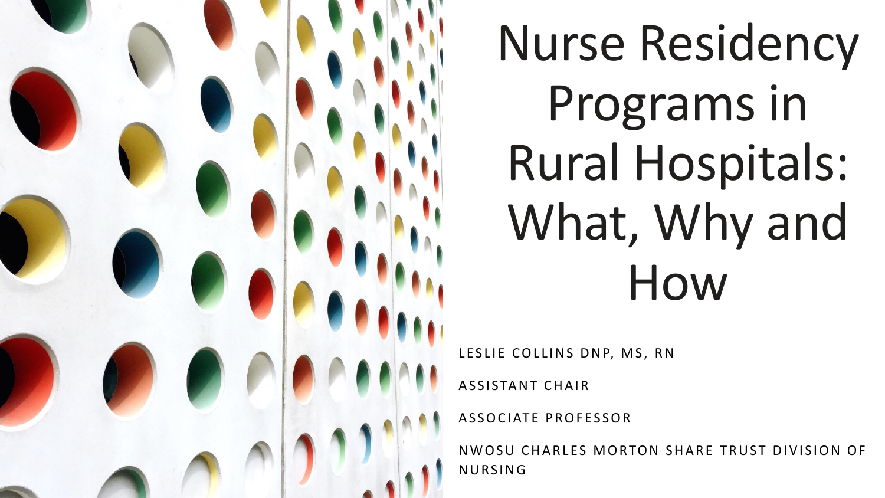# Nurse Residency Programs in Rural Hospitals: What, Why and How

LESLIE COLLINS DNP, MS, RN

ASSISTANT CHAIR

ASSOCIATE PROFESSOR

NWOSU CHARLES MORTON SHARE TRUST DIVISION OF NURSING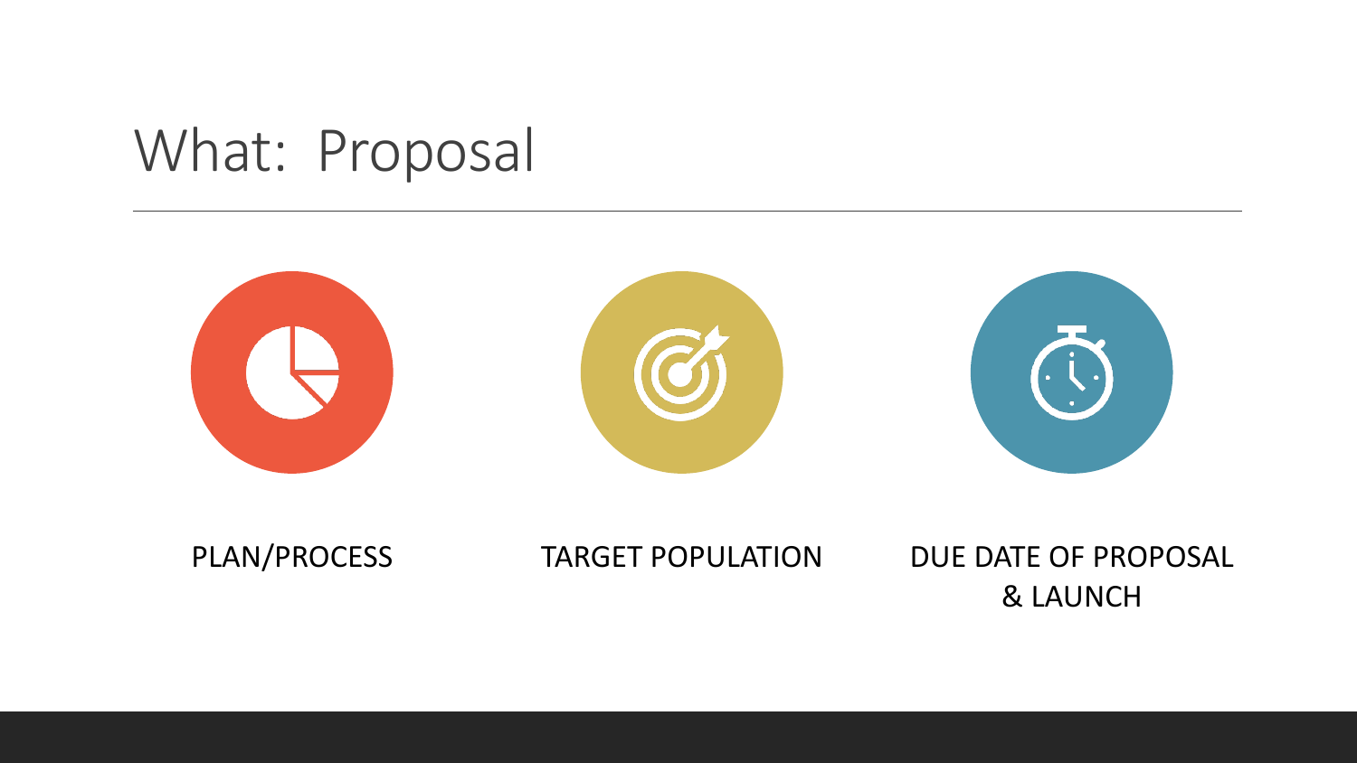# What: Proposal

- PLAN/PROCESS
- TARGET POPULATION
- DUE DATE OF PROPOSAL & LAUNCH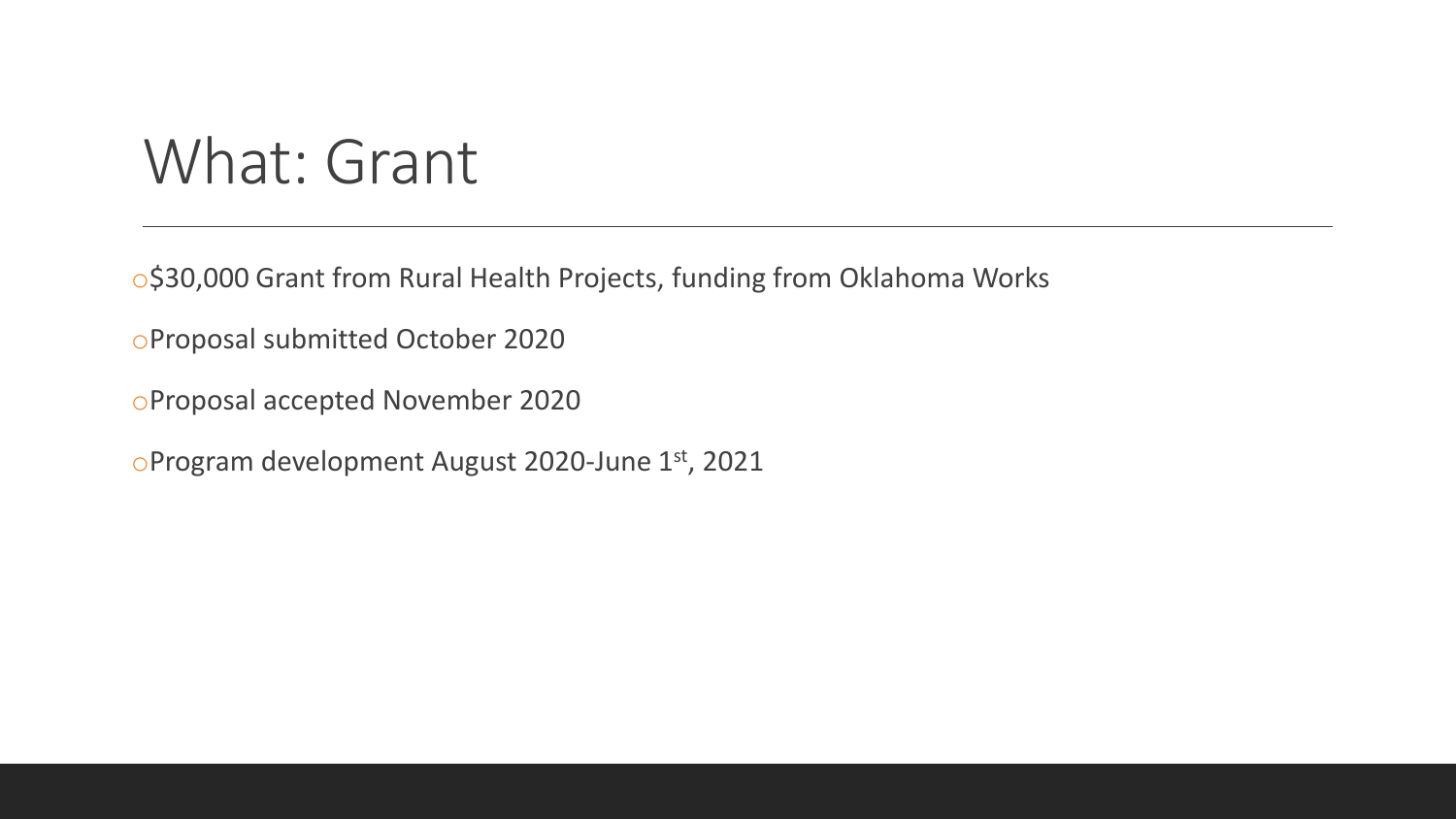# What: Grant

- $30,000 Grant from Rural Health Projects, funding from Oklahoma Works
- Proposal submitted October 2020
- Proposal accepted November 2020
- Program development August 2020-June 1st, 2021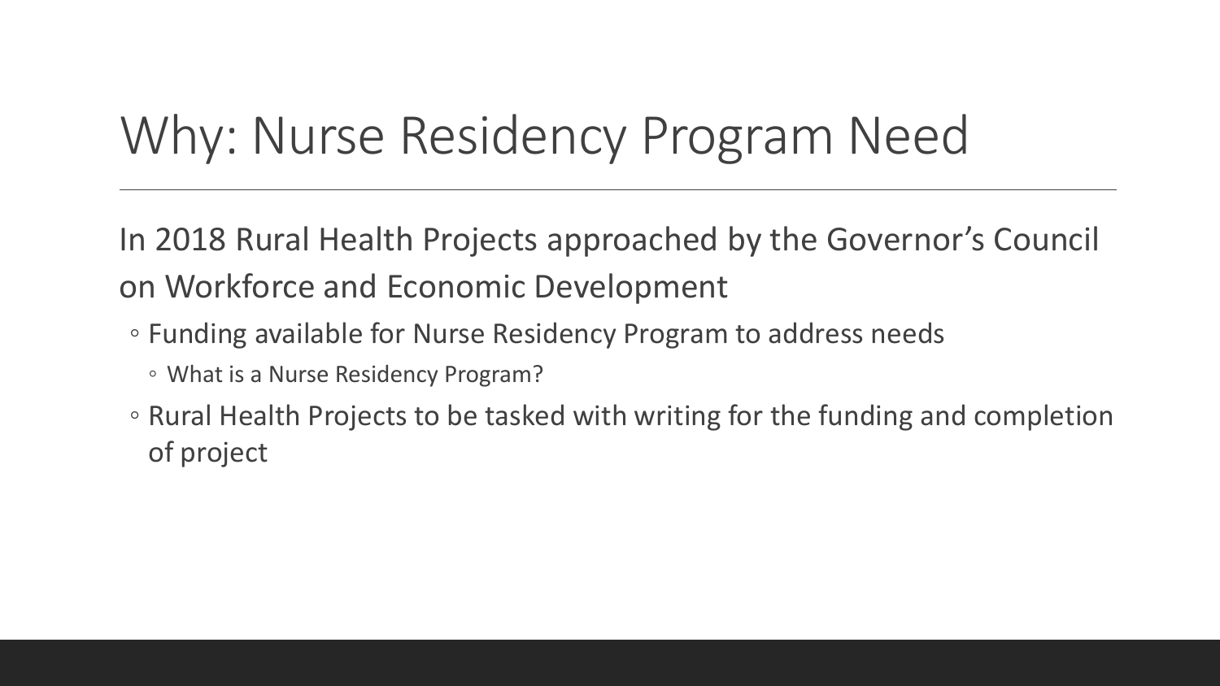# Why: Nurse Residency Program Need

In 2018 Rural Health Projects approached by the Governor's Council on Workforce and Economic Development

- Funding available for Nurse Residency Program to address needs
  - What is a Nurse Residency Program?
- Rural Health Projects to be tasked with writing for the funding and completion of project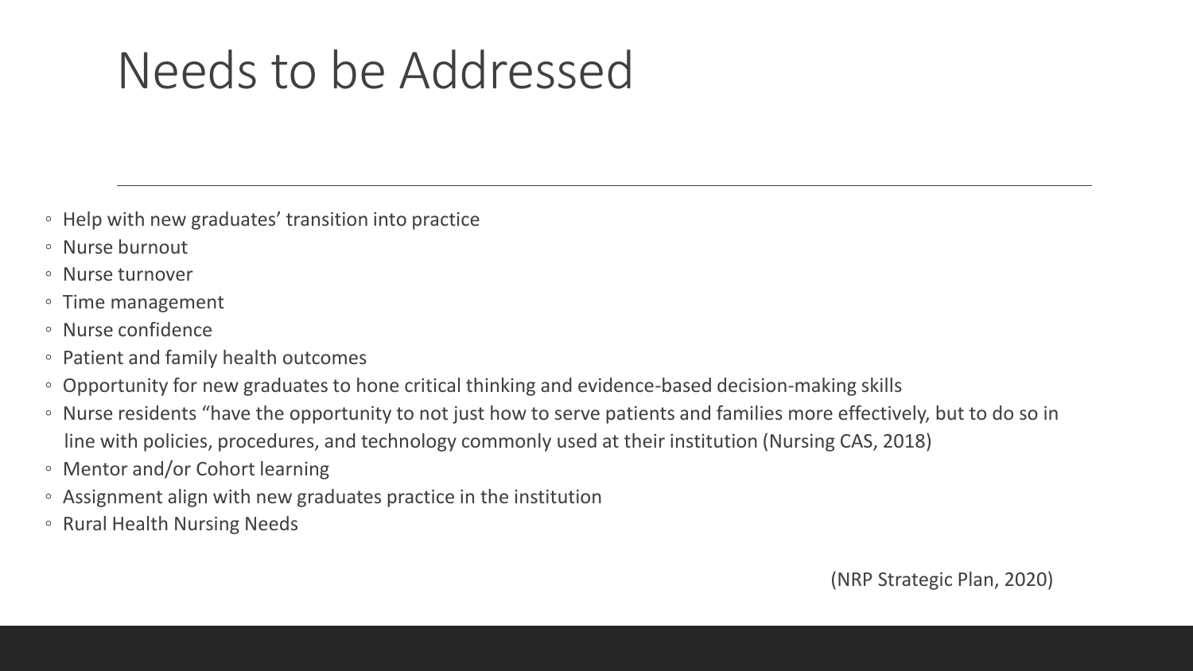# Needs to be Addressed

- Help with new graduates' transition into practice
- Nurse burnout
- Nurse turnover
- Time management
- Nurse confidence
- Patient and family health outcomes
- Opportunity for new graduates to hone critical thinking and evidence-based decision-making skills
- Nurse residents "have the opportunity to not just how to serve patients and families more effectively, but to do so in line with policies, procedures, and technology commonly used at their institution (Nursing CAS, 2018)
- Mentor and/or Cohort learning
- Assignment align with new graduates practice in the institution
- Rural Health Nursing Needs

(NRP Strategic Plan, 2020)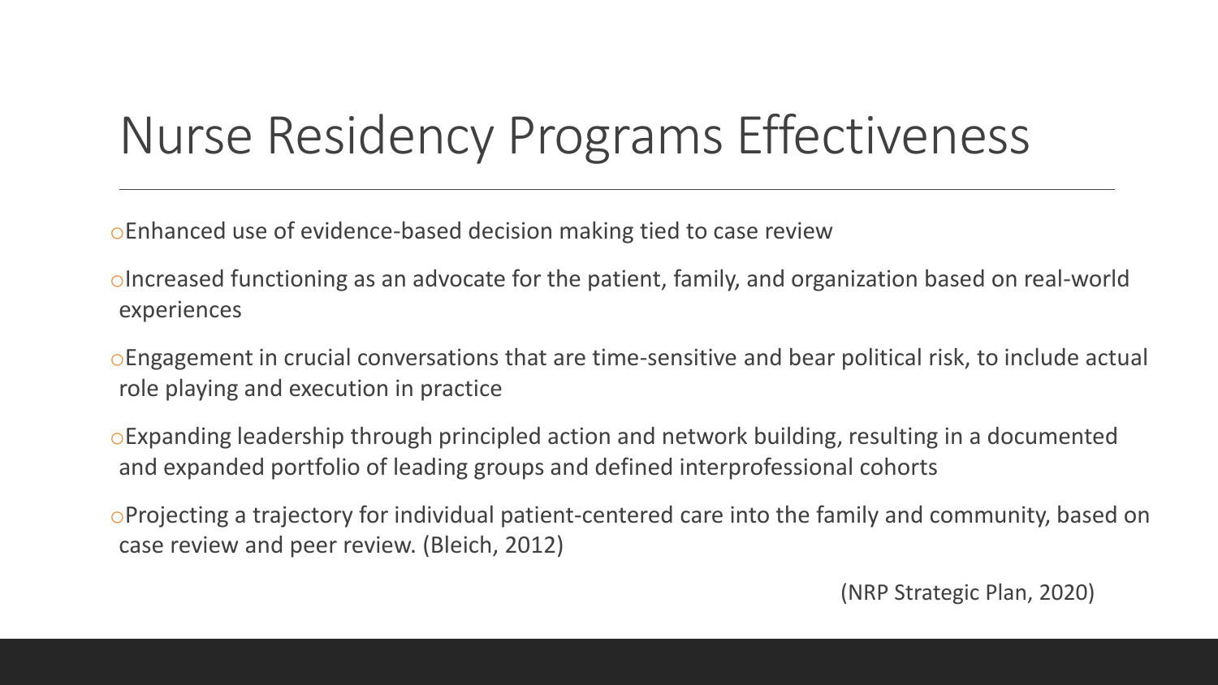# Nurse Residency Programs Effectiveness

- Enhanced use of evidence-based decision making tied to case review
- Increased functioning as an advocate for the patient, family, and organization based on real-world experiences
- Engagement in crucial conversations that are time-sensitive and bear political risk, to include actual role playing and execution in practice
- Expanding leadership through principled action and network building, resulting in a documented and expanded portfolio of leading groups and defined interprofessional cohorts
- Projecting a trajectory for individual patient-centered care into the family and community, based on case review and peer review. (Bleich, 2012)

(NRP Strategic Plan, 2020)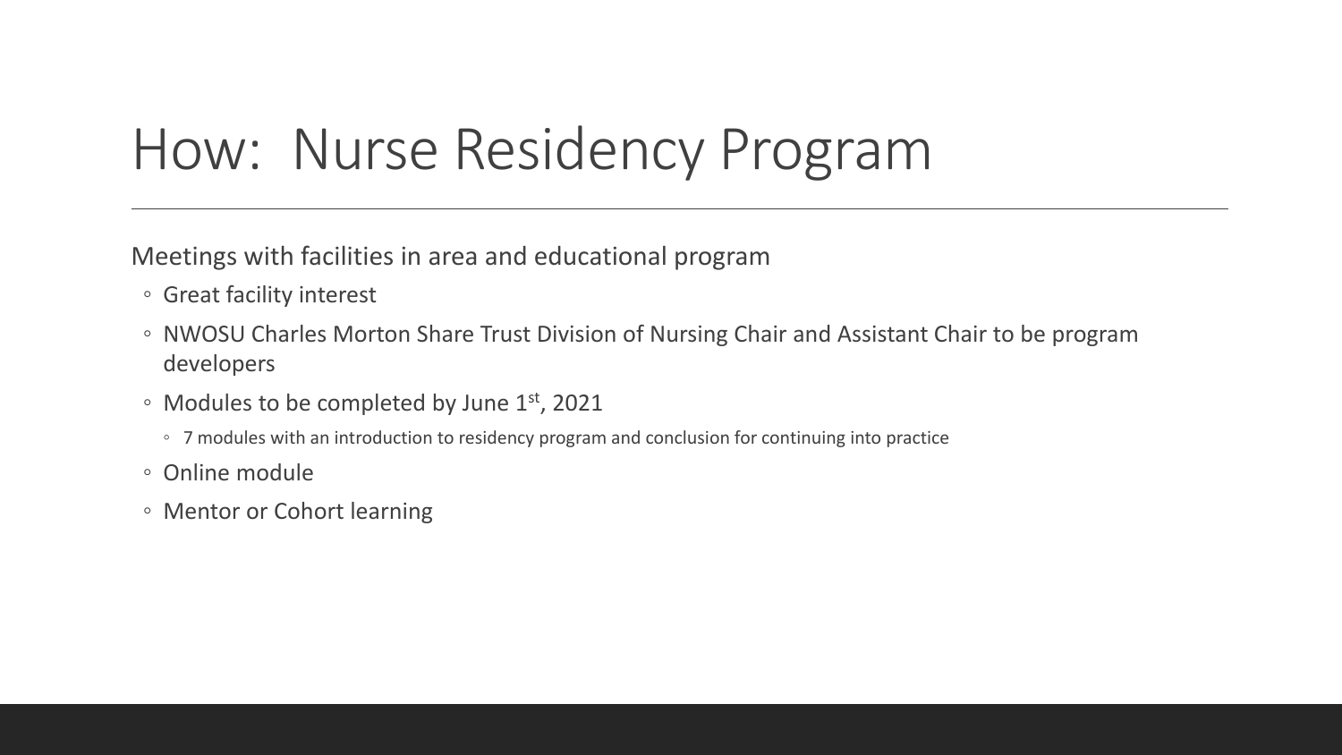# How: Nurse Residency Program

Meetings with facilities in area and educational program

- Great facility interest
- NWOSU Charles Morton Share Trust Division of Nursing Chair and Assistant Chair to be program developers
- Modules to be completed by June 1st, 2021
  - 7 modules with an introduction to residency program and conclusion for continuing into practice
- Online module
- Mentor or Cohort learning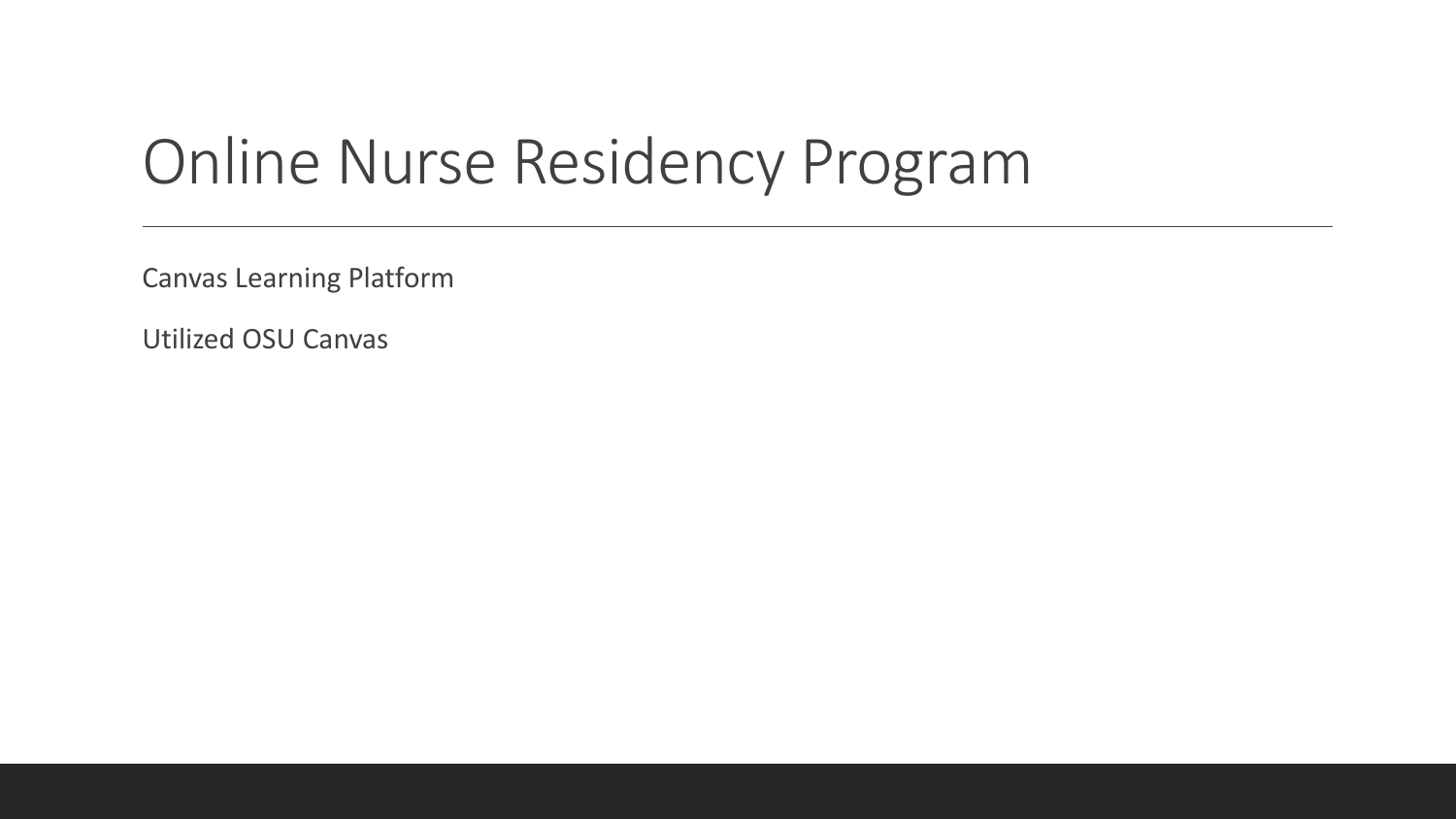# Online Nurse Residency Program

Canvas Learning Platform

Utilized OSU Canvas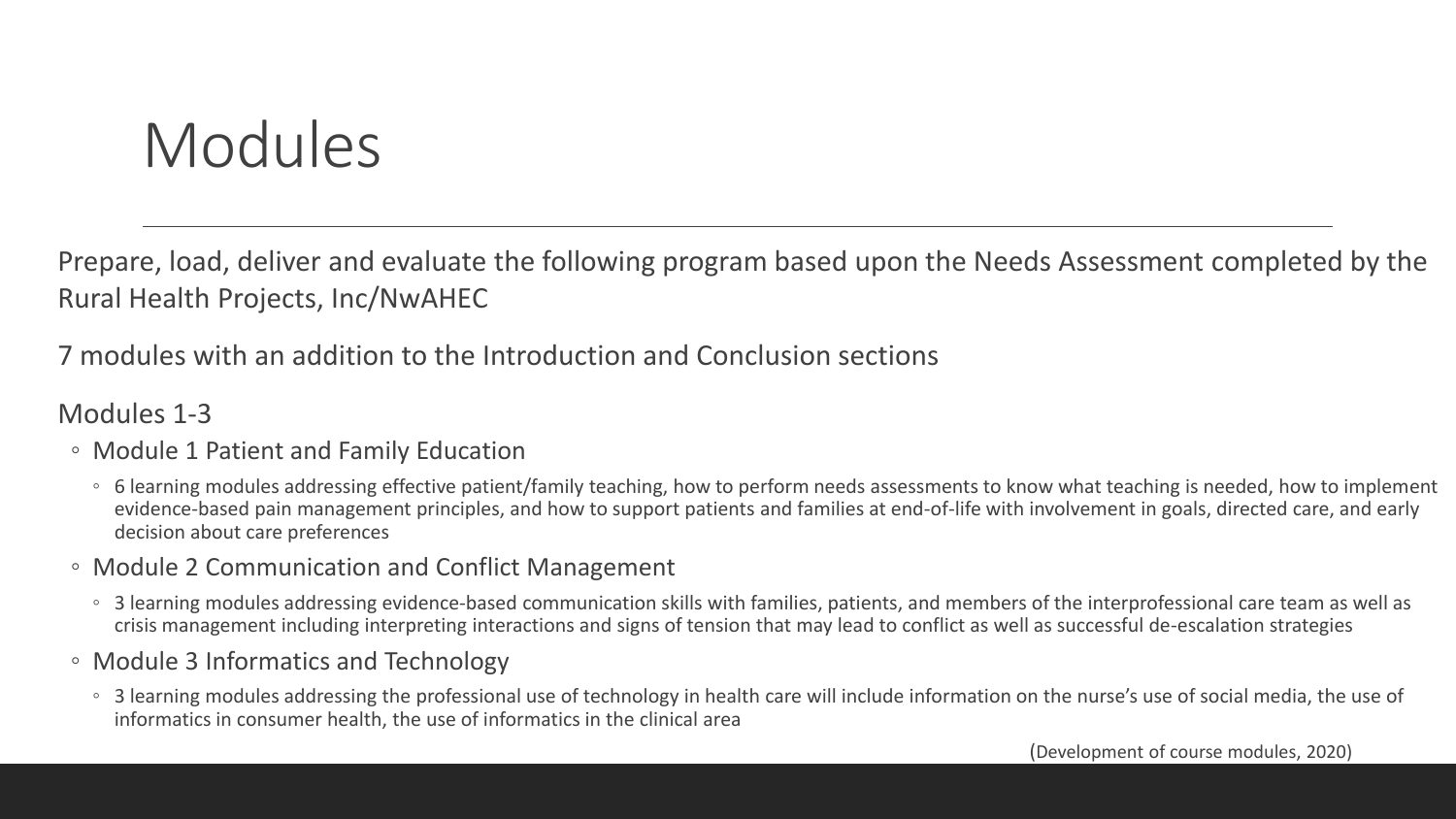# Modules

Prepare, load, deliver and evaluate the following program based upon the Needs Assessment completed by the Rural Health Projects, Inc/NwAHEC

7 modules with an addition to the Introduction and Conclusion sections

Modules 1-3

- Module 1 Patient and Family Education
  - 6 learning modules addressing effective patient/family teaching, how to perform needs assessments to know what teaching is needed, how to implement evidence-based pain management principles, and how to support patients and families at end-of-life with involvement in goals, directed care, and early decision about care preferences
- Module 2 Communication and Conflict Management
  - 3 learning modules addressing evidence-based communication skills with families, patients, and members of the interprofessional care team as well as crisis management including interpreting interactions and signs of tension that may lead to conflict as well as successful de-escalation strategies
- Module 3 Informatics and Technology
  - 3 learning modules addressing the professional use of technology in health care will include information on the nurse's use of social media, the use of informatics in consumer health, the use of informatics in the clinical area

(Development of course modules, 2020)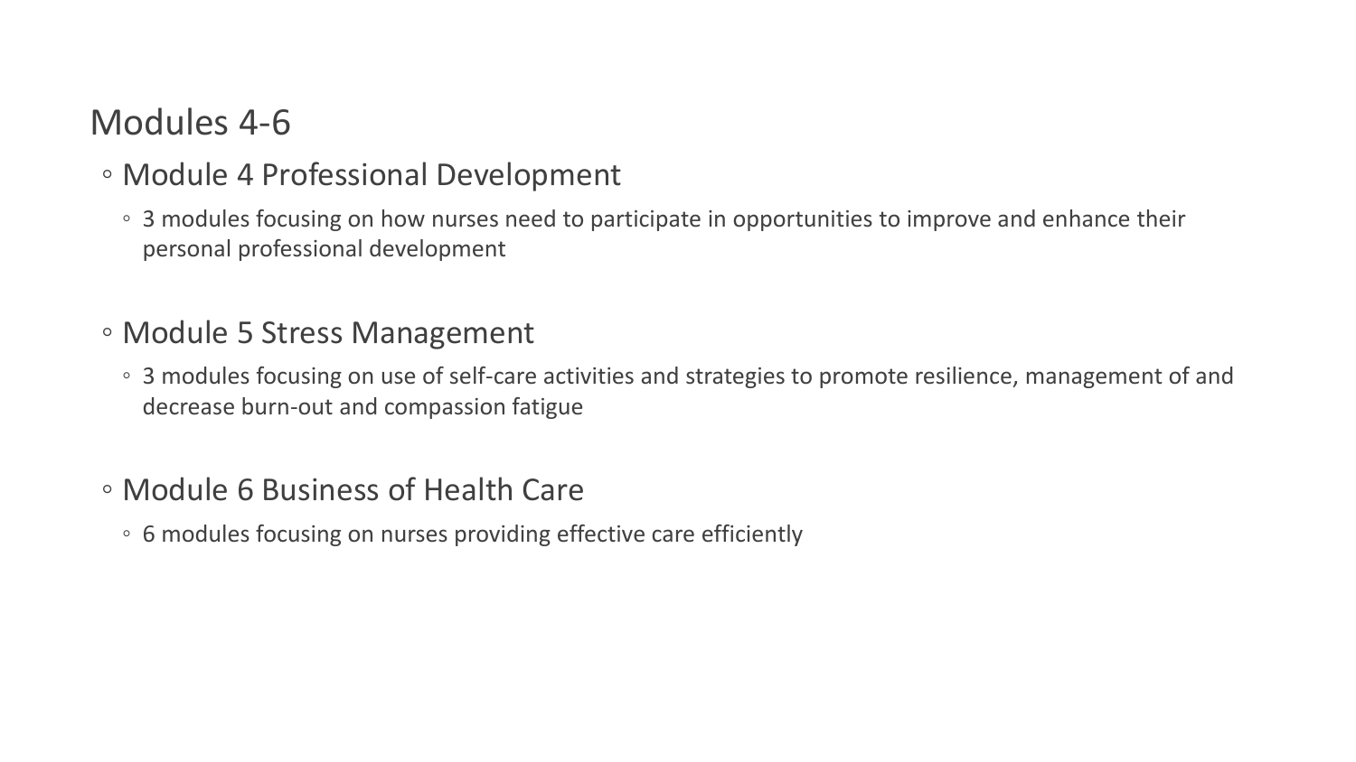# Modules 4-6

- Module 4 Professional Development
  - 3 modules focusing on how nurses need to participate in opportunities to improve and enhance their personal professional development
- Module 5 Stress Management
  - 3 modules focusing on use of self-care activities and strategies to promote resilience, management of and decrease burn-out and compassion fatigue
- Module 6 Business of Health Care
  - 6 modules focusing on nurses providing effective care efficiently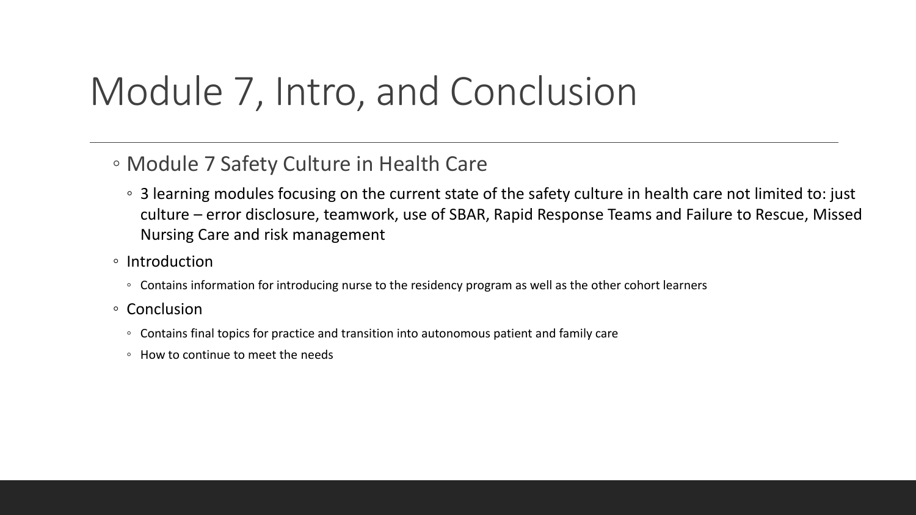# Module 7, Intro, and Conclusion

- Module 7 Safety Culture in Health Care
  - 3 learning modules focusing on the current state of the safety culture in health care not limited to: just culture – error disclosure, teamwork, use of SBAR, Rapid Response Teams and Failure to Rescue, Missed Nursing Care and risk management
- Introduction
  - Contains information for introducing nurse to the residency program as well as the other cohort learners
- Conclusion
  - Contains final topics for practice and transition into autonomous patient and family care
  - How to continue to meet the needs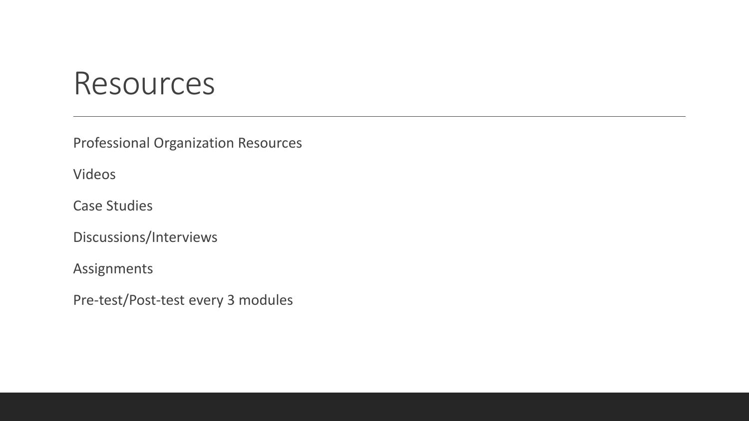# Resources

Professional Organization Resources

Videos

Case Studies

Discussions/Interviews

Assignments

Pre-test/Post-test every 3 modules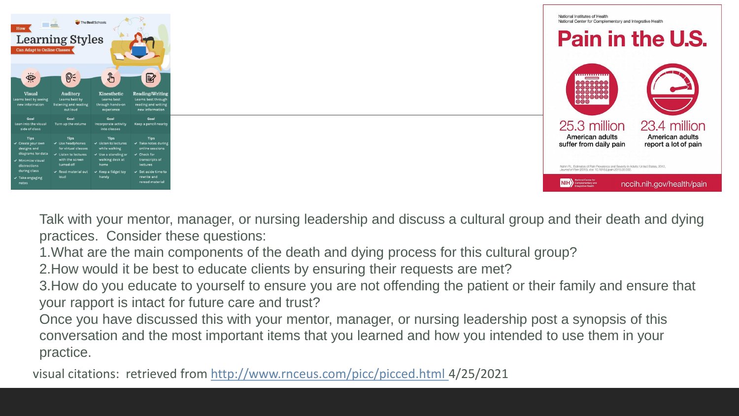Talk with your mentor, manager, or nursing leadership and discuss a cultural group and their death and dying practices. Consider these questions:

1. What are the main components of the death and dying process for this cultural group?
2. How would it be best to educate clients by ensuring their requests are met?
3. How do you educate to yourself to ensure you are not offending the patient or their family and ensure that your rapport is intact for future care and trust?

Once you have discussed this with your mentor, manager, or nursing leadership post a synopsis of this conversation and the most important items that you learned and how you intended to use them in your practice.

visual citations: retrieved from http://www.rnceus.com/picc/picced.html 4/25/2021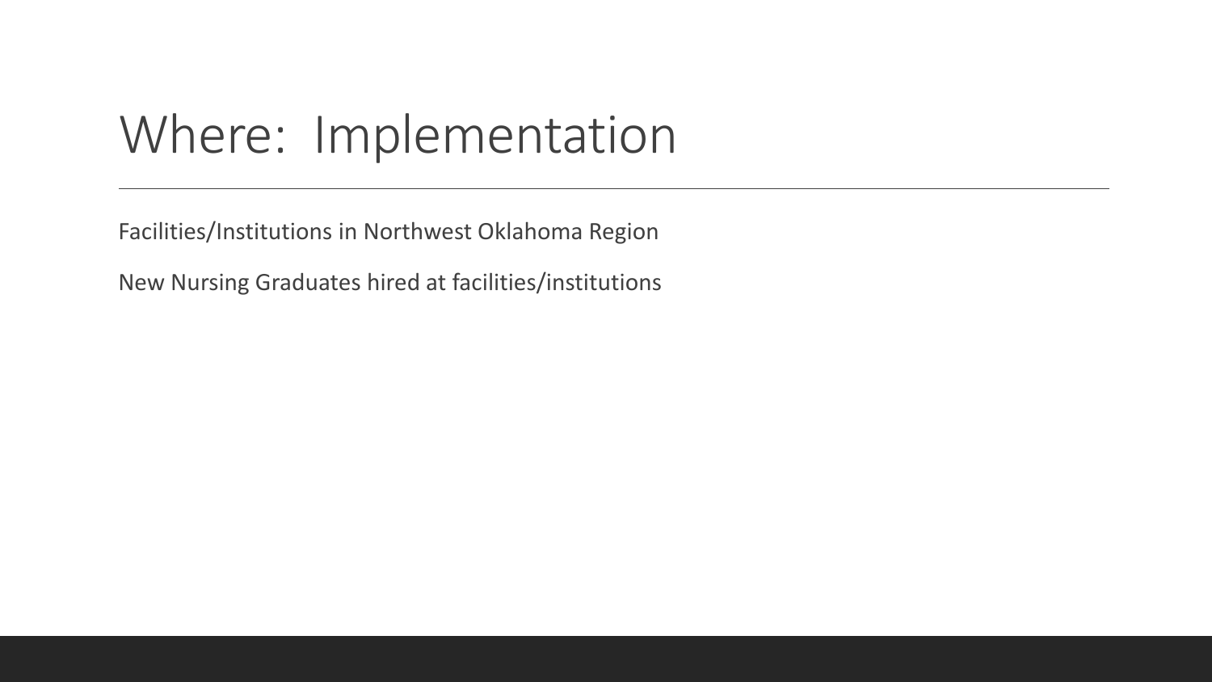# Where: Implementation

Facilities/Institutions in Northwest Oklahoma Region

New Nursing Graduates hired at facilities/institutions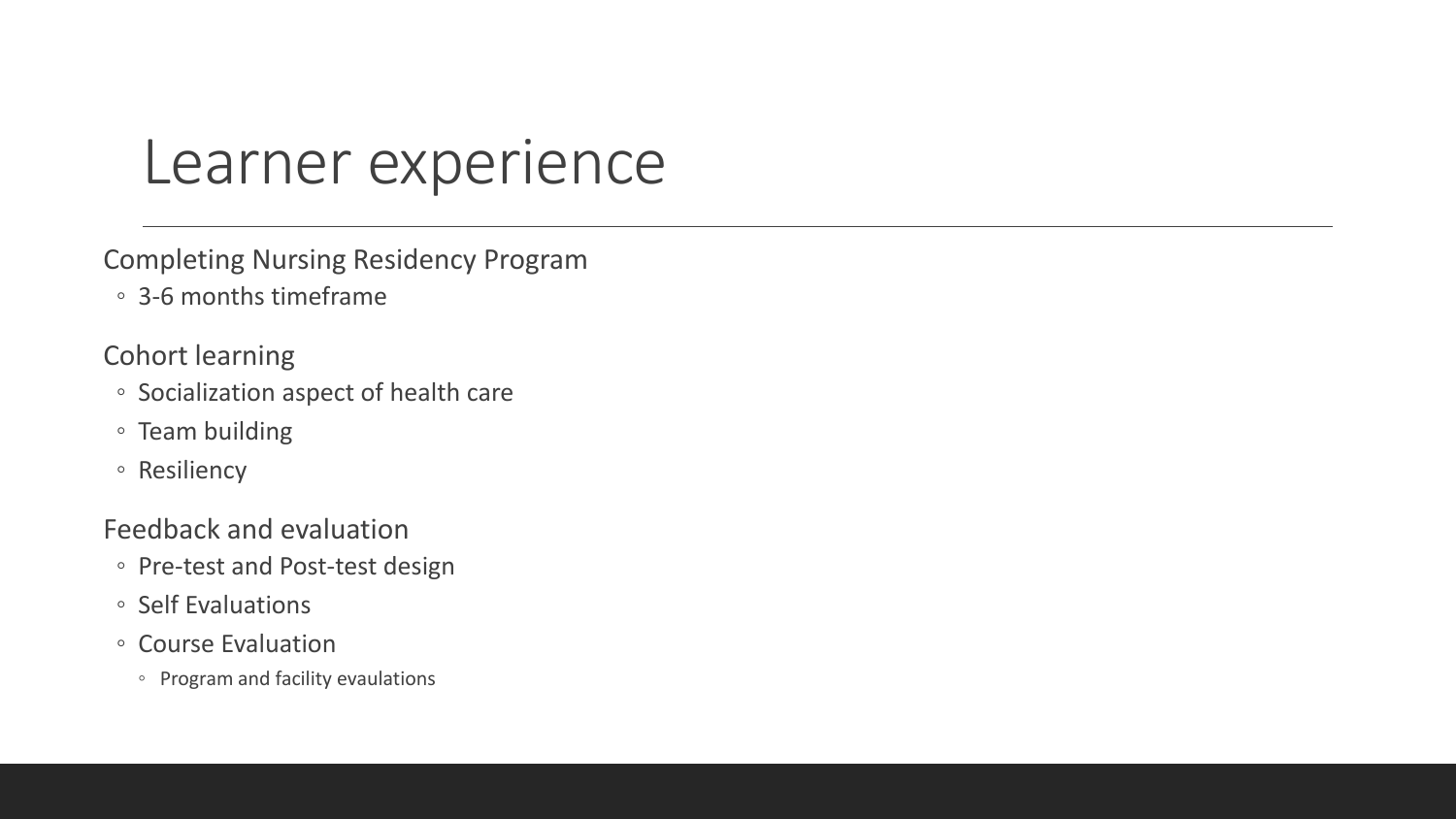# Learner experience

- Completing Nursing Residency Program
  - 3-6 months timeframe
- Cohort learning
  - Socialization aspect of health care
  - Team building
  - Resiliency
- Feedback and evaluation
  - Pre-test and Post-test design
  - Self Evaluations
  - Course Evaluation
    - Program and facility evaulations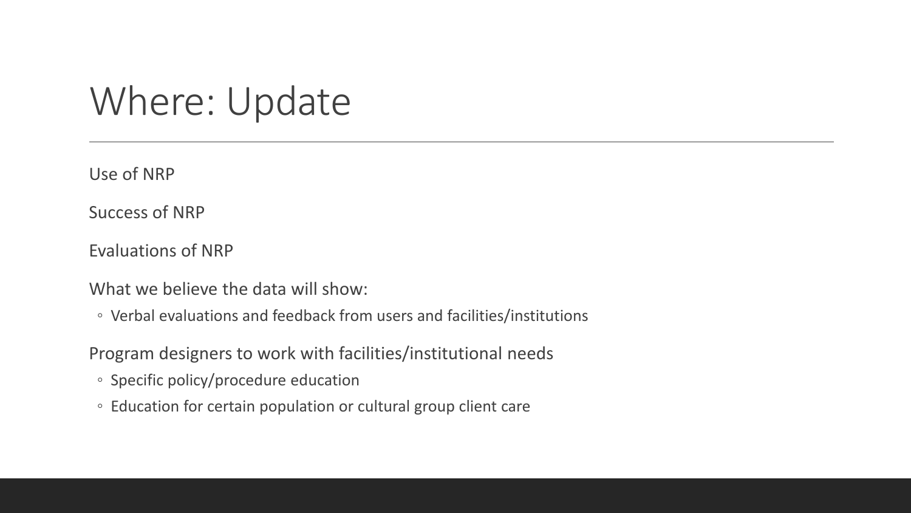# Where: Update

Use of NRP

Success of NRP

Evaluations of NRP

What we believe the data will show:

- Verbal evaluations and feedback from users and facilities/institutions

Program designers to work with facilities/institutional needs

- Specific policy/procedure education
- Education for certain population or cultural group client care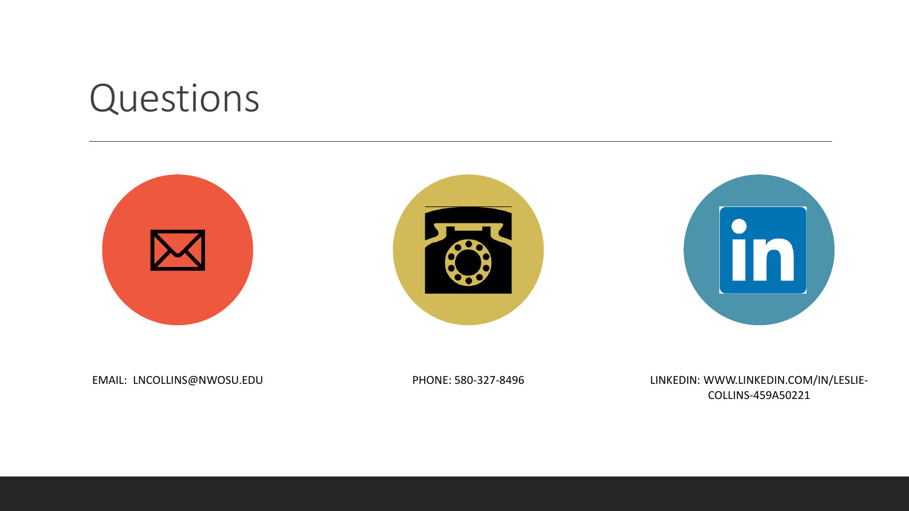# Questions

EMAIL: LNCOLLINS@NWOSU.EDU

PHONE: 580-327-8496

LINKEDIN: WWW.LINKEDIN.COM/IN/LESLIE-COLLINS-459A50221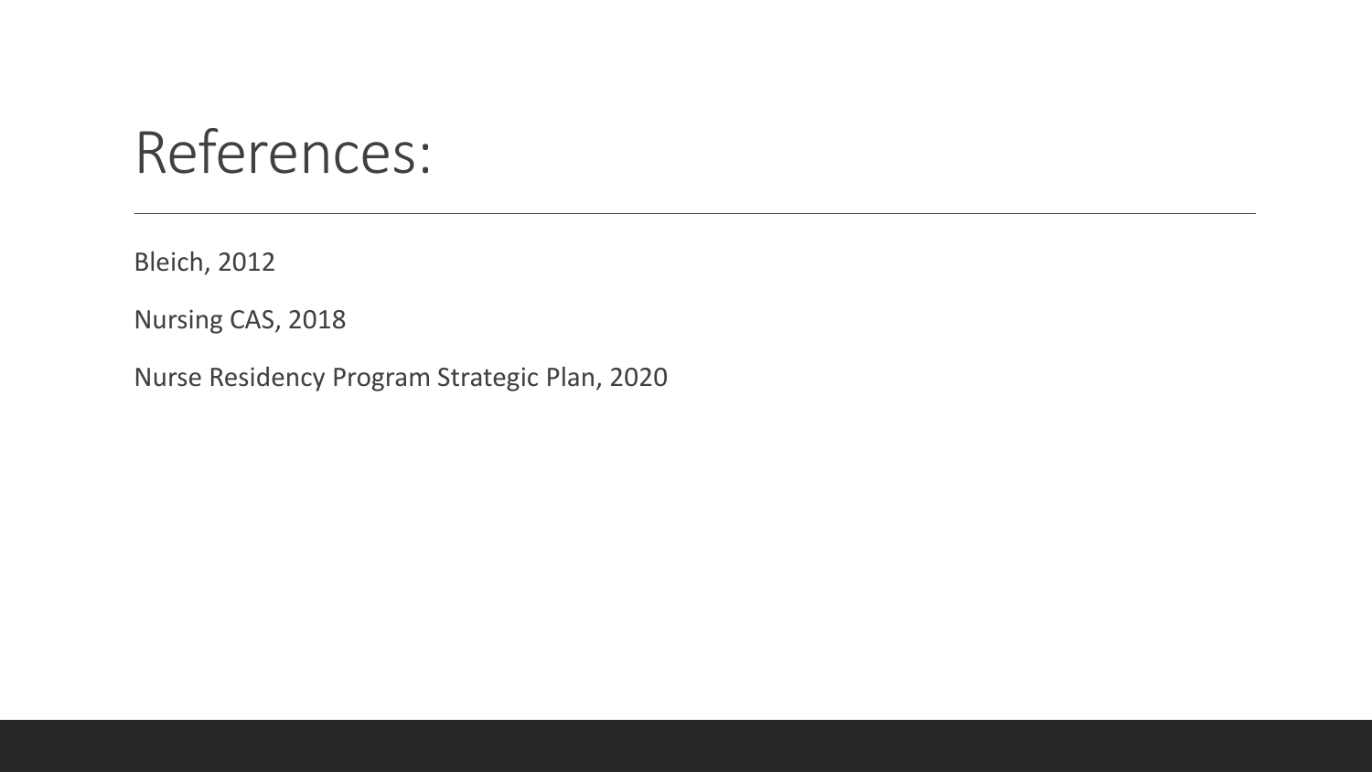# References:

Bleich, 2012

Nursing CAS, 2018

Nurse Residency Program Strategic Plan, 2020